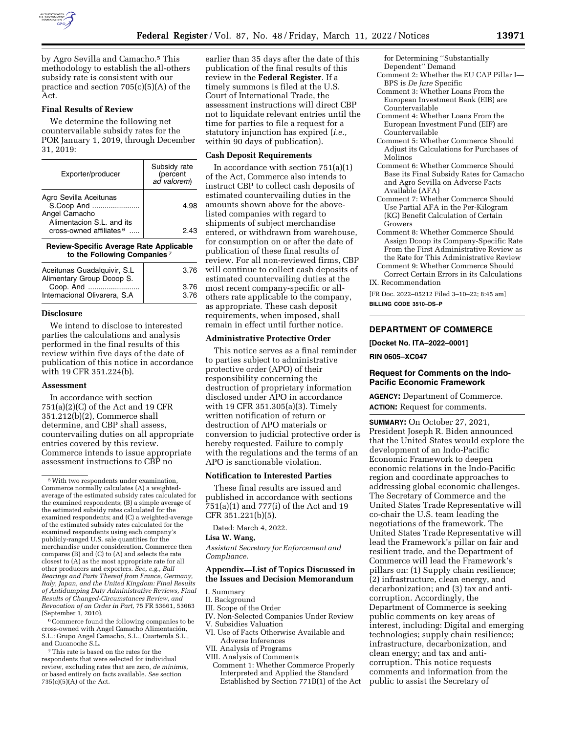by Agro Sevilla and Camacho.[5] This methodology to establish the all-others subsidy rate is consistent with our practice and section 705(c)(5)(A) of the Act.

### Final Results of Review

We determine the following net countervailable subsidy rates for the POR January 1, 2019, through December 31, 2019:

| Exporter/producer | Subsidy rate (percent *ad valorem*) |
|---|---|
| Agro Sevilla Aceitunas S.Coop And | 4.98 |
| Angel Camacho Alimentacion S.L. and its cross-owned affiliates[6] | 2.43 |
| **Review-Specific Average Rate Applicable to the Following Companies**[7] | |
| Aceitunas Guadalquivir, S.L | 3.76 |
| Alimentary Group Dcoop S. Coop. And | 3.76 |
| Internacional Olivarera, S.A | 3.76 |

### Disclosure

We intend to disclose to interested parties the calculations and analysis performed in the final results of this review within five days of the date of publication of this notice in accordance with 19 CFR 351.224(b).

### Assessment

In accordance with section 751(a)(2)(C) of the Act and 19 CFR 351.212(b)(2), Commerce shall determine, and CBP shall assess, countervailing duties on all appropriate entries covered by this review. Commerce intends to issue appropriate assessment instructions to CBP no earlier than 35 days after the date of this publication of the final results of this review in the **Federal Register**. If a timely summons is filed at the U.S. Court of International Trade, the assessment instructions will direct CBP not to liquidate relevant entries until the time for parties to file a request for a statutory injunction has expired (*i.e.,* within 90 days of publication).

### Cash Deposit Requirements

In accordance with section 751(a)(1) of the Act, Commerce also intends to instruct CBP to collect cash deposits of estimated countervailing duties in the amounts shown above for the above-listed companies with regard to shipments of subject merchandise entered, or withdrawn from warehouse, for consumption on or after the date of publication of these final results of review. For all non-reviewed firms, CBP will continue to collect cash deposits of estimated countervailing duties at the most recent company-specific or all-others rate applicable to the company, as appropriate. These cash deposit requirements, when imposed, shall remain in effect until further notice.

### Administrative Protective Order

This notice serves as a final reminder to parties subject to administrative protective order (APO) of their responsibility concerning the destruction of proprietary information disclosed under APO in accordance with 19 CFR 351.305(a)(3). Timely written notification of return or destruction of APO materials or conversion to judicial protective order is hereby requested. Failure to comply with the regulations and the terms of an APO is sanctionable violation.

### Notification to Interested Parties

These final results are issued and published in accordance with sections 751(a)(1) and 777(i) of the Act and 19 CFR 351.221(b)(5).

Dated: March 4, 2022.

**Lisa W. Wang,**

*Assistant Secretary for Enforcement and Compliance.*

### Appendix—List of Topics Discussed in the Issues and Decision Memorandum

I. Summary
II. Background
III. Scope of the Order
IV. Non-Selected Companies Under Review
V. Subsidies Valuation
VI. Use of Facts Otherwise Available and Adverse Inferences
VII. Analysis of Programs
VIII. Analysis of Comments
- Comment 1: Whether Commerce Properly Interpreted and Applied the Standard Established by Section 771B(1) of the Act for Determining ''Substantially Dependent'' Demand
- Comment 2: Whether the EU CAP Pillar I—BPS is *De Jure* Specific
- Comment 3: Whether Loans From the European Investment Bank (EIB) are Countervailable
- Comment 4: Whether Loans From the European Investment Fund (EIF) are Countervailable
- Comment 5: Whether Commerce Should Adjust its Calculations for Purchases of Molinos
- Comment 6: Whether Commerce Should Base its Final Subsidy Rates for Camacho and Agro Sevilla on Adverse Facts Available (AFA)
- Comment 7: Whether Commerce Should Use Partial AFA in the Per-Kilogram (KG) Benefit Calculation of Certain Growers
- Comment 8: Whether Commerce Should Assign Dcoop its Company-Specific Rate From the First Administrative Review as the Rate for This Administrative Review
- Comment 9: Whether Commerce Should Correct Certain Errors in its Calculations

IX. Recommendation

[FR Doc. 2022–05212 Filed 3–10–22; 8:45 am]

**BILLING CODE 3510–DS–P**

---

[5] With two respondents under examination, Commerce normally calculates (A) a weighted-average of the estimated subsidy rates calculated for the examined respondents; (B) a simple average of the estimated subsidy rates calculated for the examined respondents; and (C) a weighted-average of the estimated subsidy rates calculated for the examined respondents using each company's publicly-ranged U.S. sale quantities for the merchandise under consideration. Commerce then compares (B) and (C) to (A) and selects the rate closest to (A) as the most appropriate rate for all other producers and exporters. *See, e.g., Ball Bearings and Parts Thereof from France, Germany, Italy, Japan, and the United Kingdom: Final Results of Antidumping Duty Administrative Reviews, Final Results of Changed-Circumstances Review, and Revocation of an Order in Part,* 75 FR 53661, 53663 (September 1, 2010).

[6] Commerce found the following companies to be cross-owned with Angel Camacho Alimentación, S.L.: Grupo Angel Camacho, S.L., Cuarterola S.L., and Cucanoche S.L.

[7] This rate is based on the rates for the respondents that were selected for individual review, excluding rates that are zero, *de minimis,* or based entirely on facts available. *See* section 735(c)(5)(A) of the Act.

---

## DEPARTMENT OF COMMERCE

**[Docket No. ITA–2022–0001]**

**RIN 0605–XC047**

### Request for Comments on the Indo-Pacific Economic Framework

**AGENCY:** Department of Commerce.

**ACTION:** Request for comments.

**SUMMARY:** On October 27, 2021, President Joseph R. Biden announced that the United States would explore the development of an Indo-Pacific Economic Framework to deepen economic relations in the Indo-Pacific region and coordinate approaches to addressing global economic challenges. The Secretary of Commerce and the United States Trade Representative will co-chair the U.S. team leading the negotiations of the framework. The United States Trade Representative will lead the Framework's pillar on fair and resilient trade, and the Department of Commerce will lead the Framework's pillars on: (1) Supply chain resilience; (2) infrastructure, clean energy, and decarbonization; and (3) tax and anti-corruption. Accordingly, the Department of Commerce is seeking public comments on key areas of interest, including: Digital and emerging technologies; supply chain resilience; infrastructure, decarbonization, and clean energy; and tax and anti-corruption. This notice requests comments and information from the public to assist the Secretary of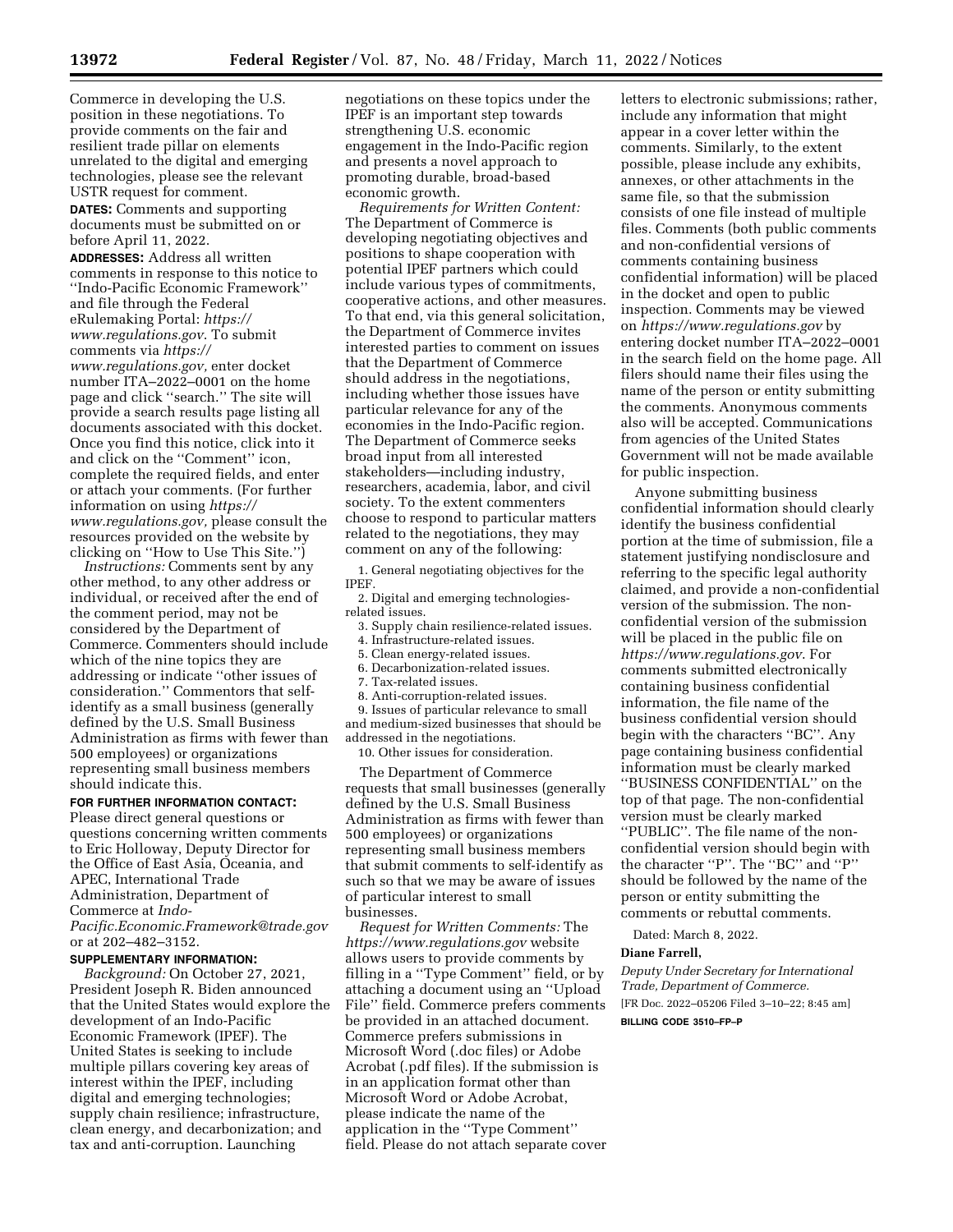Commerce in developing the U.S. position in these negotiations. To provide comments on the fair and resilient trade pillar on elements unrelated to the digital and emerging technologies, please see the relevant USTR request for comment.

**DATES:** Comments and supporting documents must be submitted on or before April 11, 2022.

**ADDRESSES:** Address all written comments in response to this notice to ''Indo-Pacific Economic Framework'' and file through the Federal eRulemaking Portal: *https://www.regulations.gov*. To submit comments via *https://www.regulations.gov,* enter docket number ITA–2022–0001 on the home page and click ''search.'' The site will provide a search results page listing all documents associated with this docket. Once you find this notice, click into it and click on the ''Comment'' icon, complete the required fields, and enter or attach your comments. (For further information on using *https://www.regulations.gov,* please consult the resources provided on the website by clicking on ''How to Use This Site.'')

*Instructions:* Comments sent by any other method, to any other address or individual, or received after the end of the comment period, may not be considered by the Department of Commerce. Commenters should include which of the nine topics they are addressing or indicate ''other issues of consideration.'' Commentors that self-identify as a small business (generally defined by the U.S. Small Business Administration as firms with fewer than 500 employees) or organizations representing small business members should indicate this.

**FOR FURTHER INFORMATION CONTACT:** Please direct general questions or questions concerning written comments to Eric Holloway, Deputy Director for the Office of East Asia, Oceania, and APEC, International Trade Administration, Department of Commerce at *Indo-Pacific.Economic.Framework@trade.gov* or at 202–482–3152.

**SUPPLEMENTARY INFORMATION:**

*Background:* On October 27, 2021, President Joseph R. Biden announced that the United States would explore the development of an Indo-Pacific Economic Framework (IPEF). The United States is seeking to include multiple pillars covering key areas of interest within the IPEF, including digital and emerging technologies; supply chain resilience; infrastructure, clean energy, and decarbonization; and tax and anti-corruption. Launching negotiations on these topics under the IPEF is an important step towards strengthening U.S. economic engagement in the Indo-Pacific region and presents a novel approach to promoting durable, broad-based economic growth.

*Requirements for Written Content:* The Department of Commerce is developing negotiating objectives and positions to shape cooperation with potential IPEF partners which could include various types of commitments, cooperative actions, and other measures. To that end, via this general solicitation, the Department of Commerce invites interested parties to comment on issues that the Department of Commerce should address in the negotiations, including whether those issues have particular relevance for any of the economies in the Indo-Pacific region. The Department of Commerce seeks broad input from all interested stakeholders—including industry, researchers, academia, labor, and civil society. To the extent commenters choose to respond to particular matters related to the negotiations, they may comment on any of the following:

1. General negotiating objectives for the IPEF.
2. Digital and emerging technologies-related issues.
3. Supply chain resilience-related issues.
4. Infrastructure-related issues.
5. Clean energy-related issues.
6. Decarbonization-related issues.
7. Tax-related issues.
8. Anti-corruption-related issues.
9. Issues of particular relevance to small and medium-sized businesses that should be addressed in the negotiations.
10. Other issues for consideration.

The Department of Commerce requests that small businesses (generally defined by the U.S. Small Business Administration as firms with fewer than 500 employees) or organizations representing small business members that submit comments to self-identify as such so that we may be aware of issues of particular interest to small businesses.

*Request for Written Comments:* The *https://www.regulations.gov* website allows users to provide comments by filling in a ''Type Comment'' field, or by attaching a document using an ''Upload File'' field. Commerce prefers comments be provided in an attached document. Commerce prefers submissions in Microsoft Word (.doc files) or Adobe Acrobat (.pdf files). If the submission is in an application format other than Microsoft Word or Adobe Acrobat, please indicate the name of the application in the ''Type Comment'' field. Please do not attach separate cover letters to electronic submissions; rather, include any information that might appear in a cover letter within the comments. Similarly, to the extent possible, please include any exhibits, annexes, or other attachments in the same file, so that the submission consists of one file instead of multiple files. Comments (both public comments and non-confidential versions of comments containing business confidential information) will be placed in the docket and open to public inspection. Comments may be viewed on *https://www.regulations.gov* by entering docket number ITA–2022–0001 in the search field on the home page. All filers should name their files using the name of the person or entity submitting the comments. Anonymous comments also will be accepted. Communications from agencies of the United States Government will not be made available for public inspection.

Anyone submitting business confidential information should clearly identify the business confidential portion at the time of submission, file a statement justifying nondisclosure and referring to the specific legal authority claimed, and provide a non-confidential version of the submission. The non-confidential version of the submission will be placed in the public file on *https://www.regulations.gov*. For comments submitted electronically containing business confidential information, the file name of the business confidential version should begin with the characters ''BC''. Any page containing business confidential information must be clearly marked ''BUSINESS CONFIDENTIAL'' on the top of that page. The non-confidential version must be clearly marked ''PUBLIC''. The file name of the non-confidential version should begin with the character ''P''. The ''BC'' and ''P'' should be followed by the name of the person or entity submitting the comments or rebuttal comments.

Dated: March 8, 2022.

**Diane Farrell,**

*Deputy Under Secretary for International Trade, Department of Commerce.*

[FR Doc. 2022–05206 Filed 3–10–22; 8:45 am]

**BILLING CODE 3510–FP–P**